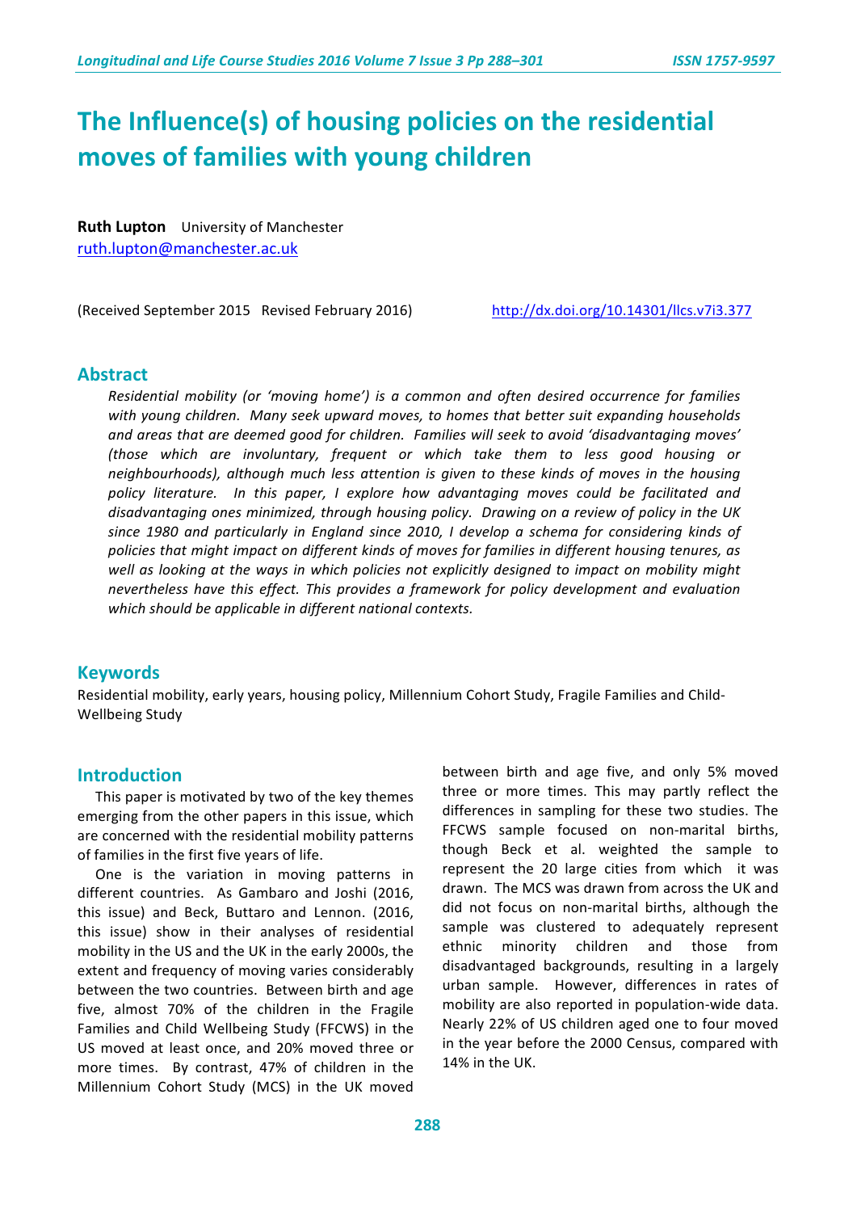# The Influence(s) of housing policies on the residential moves of families with young children

**Ruth Lupton** University of Manchester
ruth.lupton@manchester.ac.uk

(Received September 2015 Revised February 2016) http://dx.doi.org/10.14301/llcs.v7i3.377

## Abstract

*Residential mobility (or 'moving home') is a common and often desired occurrence for families with young children. Many seek upward moves, to homes that better suit expanding households and areas that are deemed good for children. Families will seek to avoid 'disadvantaging moves' (those which are involuntary, frequent or which take them to less good housing or neighbourhoods), although much less attention is given to these kinds of moves in the housing policy literature. In this paper, I explore how advantaging moves could be facilitated and disadvantaging ones minimized, through housing policy. Drawing on a review of policy in the UK since 1980 and particularly in England since 2010, I develop a schema for considering kinds of policies that might impact on different kinds of moves for families in different housing tenures, as well as looking at the ways in which policies not explicitly designed to impact on mobility might nevertheless have this effect. This provides a framework for policy development and evaluation which should be applicable in different national contexts.*

## Keywords

Residential mobility, early years, housing policy, Millennium Cohort Study, Fragile Families and Child-Wellbeing Study

## Introduction

This paper is motivated by two of the key themes emerging from the other papers in this issue, which are concerned with the residential mobility patterns of families in the first five years of life.

One is the variation in moving patterns in different countries. As Gambaro and Joshi (2016, this issue) and Beck, Buttaro and Lennon. (2016, this issue) show in their analyses of residential mobility in the US and the UK in the early 2000s, the extent and frequency of moving varies considerably between the two countries. Between birth and age five, almost 70% of the children in the Fragile Families and Child Wellbeing Study (FFCWS) in the US moved at least once, and 20% moved three or more times. By contrast, 47% of children in the Millennium Cohort Study (MCS) in the UK moved between birth and age five, and only 5% moved three or more times. This may partly reflect the differences in sampling for these two studies. The FFCWS sample focused on non-marital births, though Beck et al. weighted the sample to represent the 20 large cities from which it was drawn. The MCS was drawn from across the UK and did not focus on non-marital births, although the sample was clustered to adequately represent ethnic minority children and those from disadvantaged backgrounds, resulting in a largely urban sample. However, differences in rates of mobility are also reported in population-wide data. Nearly 22% of US children aged one to four moved in the year before the 2000 Census, compared with 14% in the UK.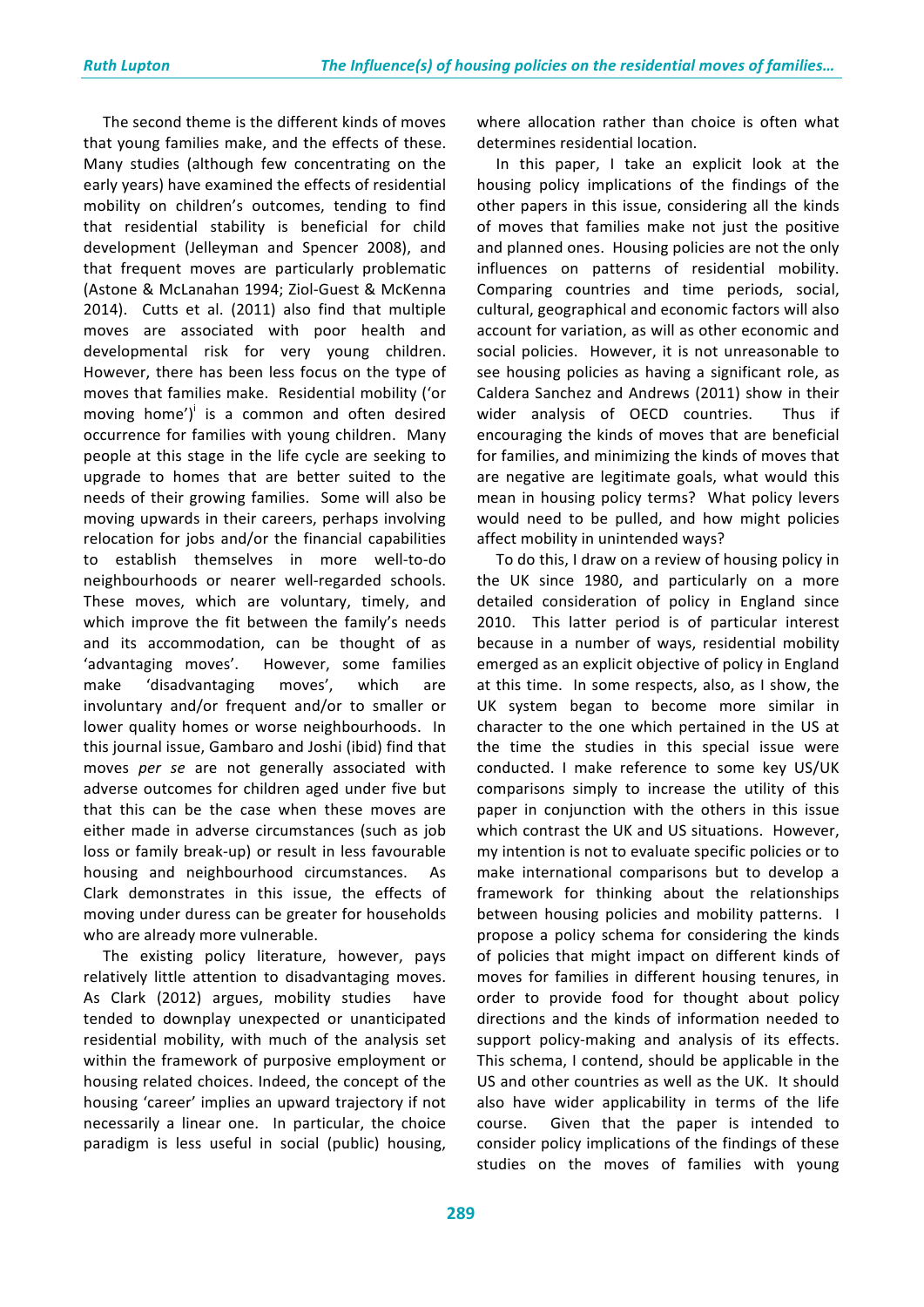The second theme is the different kinds of moves that young families make, and the effects of these. Many studies (although few concentrating on the early years) have examined the effects of residential mobility on children's outcomes, tending to find that residential stability is beneficial for child development (Jelleyman and Spencer 2008), and that frequent moves are particularly problematic (Astone & McLanahan 1994; Ziol-Guest & McKenna 2014). Cutts et al. (2011) also find that multiple moves are associated with poor health and developmental risk for very young children. However, there has been less focus on the type of moves that families make. Residential mobility ('or moving home')[i] is a common and often desired occurrence for families with young children. Many people at this stage in the life cycle are seeking to upgrade to homes that are better suited to the needs of their growing families. Some will also be moving upwards in their careers, perhaps involving relocation for jobs and/or the financial capabilities to establish themselves in more well-to-do neighbourhoods or nearer well-regarded schools. These moves, which are voluntary, timely, and which improve the fit between the family's needs and its accommodation, can be thought of as 'advantaging moves'. However, some families make 'disadvantaging moves', which are involuntary and/or frequent and/or to smaller or lower quality homes or worse neighbourhoods. In this journal issue, Gambaro and Joshi (ibid) find that moves *per se* are not generally associated with adverse outcomes for children aged under five but that this can be the case when these moves are either made in adverse circumstances (such as job loss or family break-up) or result in less favourable housing and neighbourhood circumstances. As Clark demonstrates in this issue, the effects of moving under duress can be greater for households who are already more vulnerable.

The existing policy literature, however, pays relatively little attention to disadvantaging moves. As Clark (2012) argues, mobility studies have tended to downplay unexpected or unanticipated residential mobility, with much of the analysis set within the framework of purposive employment or housing related choices. Indeed, the concept of the housing 'career' implies an upward trajectory if not necessarily a linear one. In particular, the choice paradigm is less useful in social (public) housing, where allocation rather than choice is often what determines residential location.

In this paper, I take an explicit look at the housing policy implications of the findings of the other papers in this issue, considering all the kinds of moves that families make not just the positive and planned ones. Housing policies are not the only influences on patterns of residential mobility. Comparing countries and time periods, social, cultural, geographical and economic factors will also account for variation, as will as other economic and social policies. However, it is not unreasonable to see housing policies as having a significant role, as Caldera Sanchez and Andrews (2011) show in their wider analysis of OECD countries. Thus if encouraging the kinds of moves that are beneficial for families, and minimizing the kinds of moves that are negative are legitimate goals, what would this mean in housing policy terms? What policy levers would need to be pulled, and how might policies affect mobility in unintended ways?

To do this, I draw on a review of housing policy in the UK since 1980, and particularly on a more detailed consideration of policy in England since 2010. This latter period is of particular interest because in a number of ways, residential mobility emerged as an explicit objective of policy in England at this time. In some respects, also, as I show, the UK system began to become more similar in character to the one which pertained in the US at the time the studies in this special issue were conducted. I make reference to some key US/UK comparisons simply to increase the utility of this paper in conjunction with the others in this issue which contrast the UK and US situations. However, my intention is not to evaluate specific policies or to make international comparisons but to develop a framework for thinking about the relationships between housing policies and mobility patterns. I propose a policy schema for considering the kinds of policies that might impact on different kinds of moves for families in different housing tenures, in order to provide food for thought about policy directions and the kinds of information needed to support policy-making and analysis of its effects. This schema, I contend, should be applicable in the US and other countries as well as the UK. It should also have wider applicability in terms of the life course. Given that the paper is intended to consider policy implications of the findings of these studies on the moves of families with young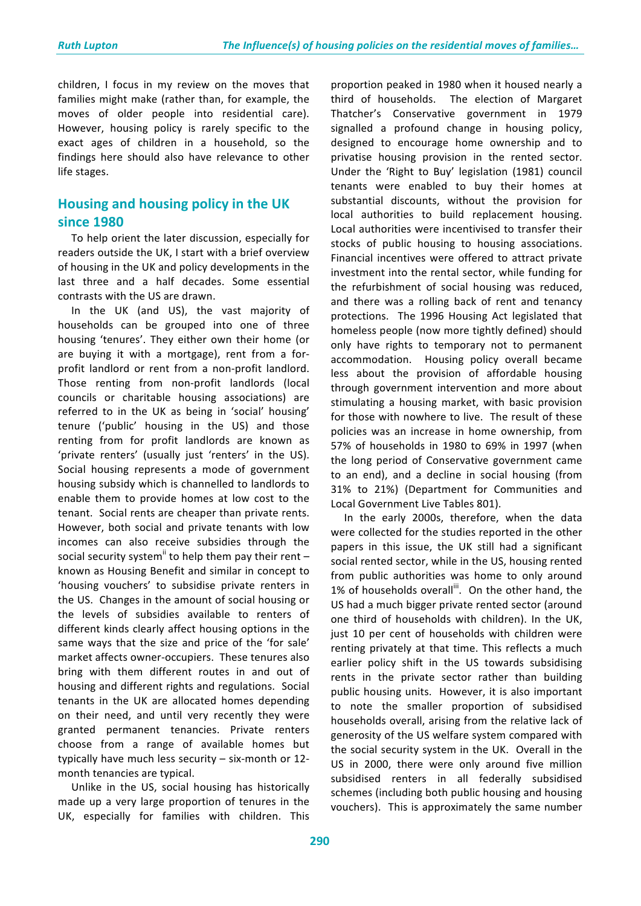children, I focus in my review on the moves that families might make (rather than, for example, the moves of older people into residential care). However, housing policy is rarely specific to the exact ages of children in a household, so the findings here should also have relevance to other life stages.

## Housing and housing policy in the UK since 1980

To help orient the later discussion, especially for readers outside the UK, I start with a brief overview of housing in the UK and policy developments in the last three and a half decades. Some essential contrasts with the US are drawn.

In the UK (and US), the vast majority of households can be grouped into one of three housing 'tenures'. They either own their home (or are buying it with a mortgage), rent from a for-profit landlord or rent from a non-profit landlord. Those renting from non-profit landlords (local councils or charitable housing associations) are referred to in the UK as being in 'social' housing' tenure ('public' housing in the US) and those renting from for profit landlords are known as 'private renters' (usually just 'renters' in the US). Social housing represents a mode of government housing subsidy which is channelled to landlords to enable them to provide homes at low cost to the tenant. Social rents are cheaper than private rents. However, both social and private tenants with low incomes can also receive subsidies through the social security system[ii] to help them pay their rent – known as Housing Benefit and similar in concept to 'housing vouchers' to subsidise private renters in the US. Changes in the amount of social housing or the levels of subsidies available to renters of different kinds clearly affect housing options in the same ways that the size and price of the 'for sale' market affects owner-occupiers. These tenures also bring with them different routes in and out of housing and different rights and regulations. Social tenants in the UK are allocated homes depending on their need, and until very recently they were granted permanent tenancies. Private renters choose from a range of available homes but typically have much less security – six-month or 12-month tenancies are typical.

Unlike in the US, social housing has historically made up a very large proportion of tenures in the UK, especially for families with children. This proportion peaked in 1980 when it housed nearly a third of households. The election of Margaret Thatcher's Conservative government in 1979 signalled a profound change in housing policy, designed to encourage home ownership and to privatise housing provision in the rented sector. Under the 'Right to Buy' legislation (1981) council tenants were enabled to buy their homes at substantial discounts, without the provision for local authorities to build replacement housing. Local authorities were incentivised to transfer their stocks of public housing to housing associations. Financial incentives were offered to attract private investment into the rental sector, while funding for the refurbishment of social housing was reduced, and there was a rolling back of rent and tenancy protections. The 1996 Housing Act legislated that homeless people (now more tightly defined) should only have rights to temporary not to permanent accommodation. Housing policy overall became less about the provision of affordable housing through government intervention and more about stimulating a housing market, with basic provision for those with nowhere to live. The result of these policies was an increase in home ownership, from 57% of households in 1980 to 69% in 1997 (when the long period of Conservative government came to an end), and a decline in social housing (from 31% to 21%) (Department for Communities and Local Government Live Tables 801).

In the early 2000s, therefore, when the data were collected for the studies reported in the other papers in this issue, the UK still had a significant social rented sector, while in the US, housing rented from public authorities was home to only around 1% of households overall[iii]. On the other hand, the US had a much bigger private rented sector (around one third of households with children). In the UK, just 10 per cent of households with children were renting privately at that time. This reflects a much earlier policy shift in the US towards subsidising rents in the private sector rather than building public housing units. However, it is also important to note the smaller proportion of subsidised households overall, arising from the relative lack of generosity of the US welfare system compared with the social security system in the UK. Overall in the US in 2000, there were only around five million subsidised renters in all federally subsidised schemes (including both public housing and housing vouchers). This is approximately the same number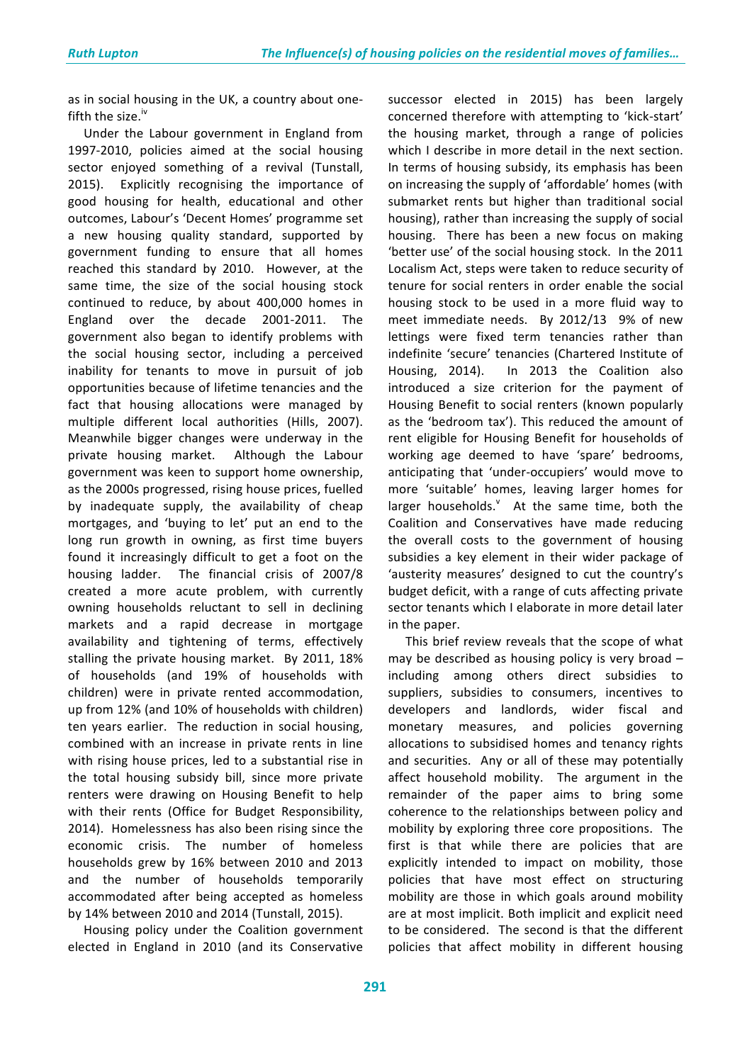as in social housing in the UK, a country about one-fifth the size.[iv]

Under the Labour government in England from 1997-2010, policies aimed at the social housing sector enjoyed something of a revival (Tunstall, 2015). Explicitly recognising the importance of good housing for health, educational and other outcomes, Labour's 'Decent Homes' programme set a new housing quality standard, supported by government funding to ensure that all homes reached this standard by 2010. However, at the same time, the size of the social housing stock continued to reduce, by about 400,000 homes in England over the decade 2001-2011. The government also began to identify problems with the social housing sector, including a perceived inability for tenants to move in pursuit of job opportunities because of lifetime tenancies and the fact that housing allocations were managed by multiple different local authorities (Hills, 2007). Meanwhile bigger changes were underway in the private housing market. Although the Labour government was keen to support home ownership, as the 2000s progressed, rising house prices, fuelled by inadequate supply, the availability of cheap mortgages, and 'buying to let' put an end to the long run growth in owning, as first time buyers found it increasingly difficult to get a foot on the housing ladder. The financial crisis of 2007/8 created a more acute problem, with currently owning households reluctant to sell in declining markets and a rapid decrease in mortgage availability and tightening of terms, effectively stalling the private housing market. By 2011, 18% of households (and 19% of households with children) were in private rented accommodation, up from 12% (and 10% of households with children) ten years earlier. The reduction in social housing, combined with an increase in private rents in line with rising house prices, led to a substantial rise in the total housing subsidy bill, since more private renters were drawing on Housing Benefit to help with their rents (Office for Budget Responsibility, 2014). Homelessness has also been rising since the economic crisis. The number of homeless households grew by 16% between 2010 and 2013 and the number of households temporarily accommodated after being accepted as homeless by 14% between 2010 and 2014 (Tunstall, 2015).

Housing policy under the Coalition government elected in England in 2010 (and its Conservative successor elected in 2015) has been largely concerned therefore with attempting to 'kick-start' the housing market, through a range of policies which I describe in more detail in the next section. In terms of housing subsidy, its emphasis has been on increasing the supply of 'affordable' homes (with submarket rents but higher than traditional social housing), rather than increasing the supply of social housing. There has been a new focus on making 'better use' of the social housing stock. In the 2011 Localism Act, steps were taken to reduce security of tenure for social renters in order enable the social housing stock to be used in a more fluid way to meet immediate needs. By 2012/13 9% of new lettings were fixed term tenancies rather than indefinite 'secure' tenancies (Chartered Institute of Housing, 2014). In 2013 the Coalition also introduced a size criterion for the payment of Housing Benefit to social renters (known popularly as the 'bedroom tax'). This reduced the amount of rent eligible for Housing Benefit for households of working age deemed to have 'spare' bedrooms, anticipating that 'under-occupiers' would move to more 'suitable' homes, leaving larger homes for larger households.[v] At the same time, both the Coalition and Conservatives have made reducing the overall costs to the government of housing subsidies a key element in their wider package of 'austerity measures' designed to cut the country's budget deficit, with a range of cuts affecting private sector tenants which I elaborate in more detail later in the paper.

This brief review reveals that the scope of what may be described as housing policy is very broad – including among others direct subsidies to suppliers, subsidies to consumers, incentives to developers and landlords, wider fiscal and monetary measures, and policies governing allocations to subsidised homes and tenancy rights and securities. Any or all of these may potentially affect household mobility. The argument in the remainder of the paper aims to bring some coherence to the relationships between policy and mobility by exploring three core propositions. The first is that while there are policies that are explicitly intended to impact on mobility, those policies that have most effect on structuring mobility are those in which goals around mobility are at most implicit. Both implicit and explicit need to be considered. The second is that the different policies that affect mobility in different housing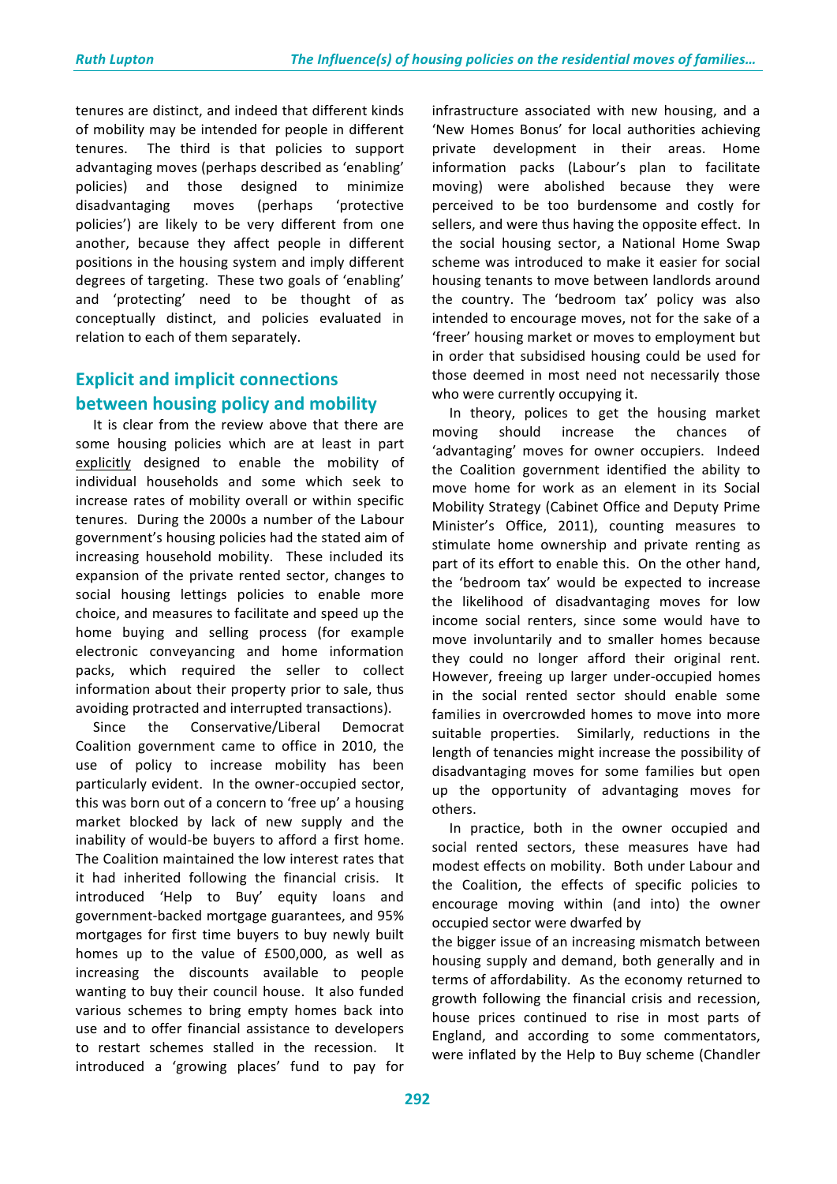tenures are distinct, and indeed that different kinds of mobility may be intended for people in different tenures. The third is that policies to support advantaging moves (perhaps described as 'enabling' policies) and those designed to minimize disadvantaging moves (perhaps 'protective policies') are likely to be very different from one another, because they affect people in different positions in the housing system and imply different degrees of targeting. These two goals of 'enabling' and 'protecting' need to be thought of as conceptually distinct, and policies evaluated in relation to each of them separately.

## Explicit and implicit connections between housing policy and mobility

It is clear from the review above that there are some housing policies which are at least in part explicitly designed to enable the mobility of individual households and some which seek to increase rates of mobility overall or within specific tenures. During the 2000s a number of the Labour government's housing policies had the stated aim of increasing household mobility. These included its expansion of the private rented sector, changes to social housing lettings policies to enable more choice, and measures to facilitate and speed up the home buying and selling process (for example electronic conveyancing and home information packs, which required the seller to collect information about their property prior to sale, thus avoiding protracted and interrupted transactions).

Since the Conservative/Liberal Democrat Coalition government came to office in 2010, the use of policy to increase mobility has been particularly evident. In the owner-occupied sector, this was born out of a concern to 'free up' a housing market blocked by lack of new supply and the inability of would-be buyers to afford a first home. The Coalition maintained the low interest rates that it had inherited following the financial crisis. It introduced 'Help to Buy' equity loans and government-backed mortgage guarantees, and 95% mortgages for first time buyers to buy newly built homes up to the value of £500,000, as well as increasing the discounts available to people wanting to buy their council house. It also funded various schemes to bring empty homes back into use and to offer financial assistance to developers to restart schemes stalled in the recession. It introduced a 'growing places' fund to pay for infrastructure associated with new housing, and a 'New Homes Bonus' for local authorities achieving private development in their areas. Home information packs (Labour's plan to facilitate moving) were abolished because they were perceived to be too burdensome and costly for sellers, and were thus having the opposite effect. In the social housing sector, a National Home Swap scheme was introduced to make it easier for social housing tenants to move between landlords around the country. The 'bedroom tax' policy was also intended to encourage moves, not for the sake of a 'freer' housing market or moves to employment but in order that subsidised housing could be used for those deemed in most need not necessarily those who were currently occupying it.

In theory, polices to get the housing market moving should increase the chances of 'advantaging' moves for owner occupiers. Indeed the Coalition government identified the ability to move home for work as an element in its Social Mobility Strategy (Cabinet Office and Deputy Prime Minister's Office, 2011), counting measures to stimulate home ownership and private renting as part of its effort to enable this. On the other hand, the 'bedroom tax' would be expected to increase the likelihood of disadvantaging moves for low income social renters, since some would have to move involuntarily and to smaller homes because they could no longer afford their original rent. However, freeing up larger under-occupied homes in the social rented sector should enable some families in overcrowded homes to move into more suitable properties. Similarly, reductions in the length of tenancies might increase the possibility of disadvantaging moves for some families but open up the opportunity of advantaging moves for others.

In practice, both in the owner occupied and social rented sectors, these measures have had modest effects on mobility. Both under Labour and the Coalition, the effects of specific policies to encourage moving within (and into) the owner occupied sector were dwarfed by the bigger issue of an increasing mismatch between housing supply and demand, both generally and in terms of affordability. As the economy returned to growth following the financial crisis and recession, house prices continued to rise in most parts of England, and according to some commentators, were inflated by the Help to Buy scheme (Chandler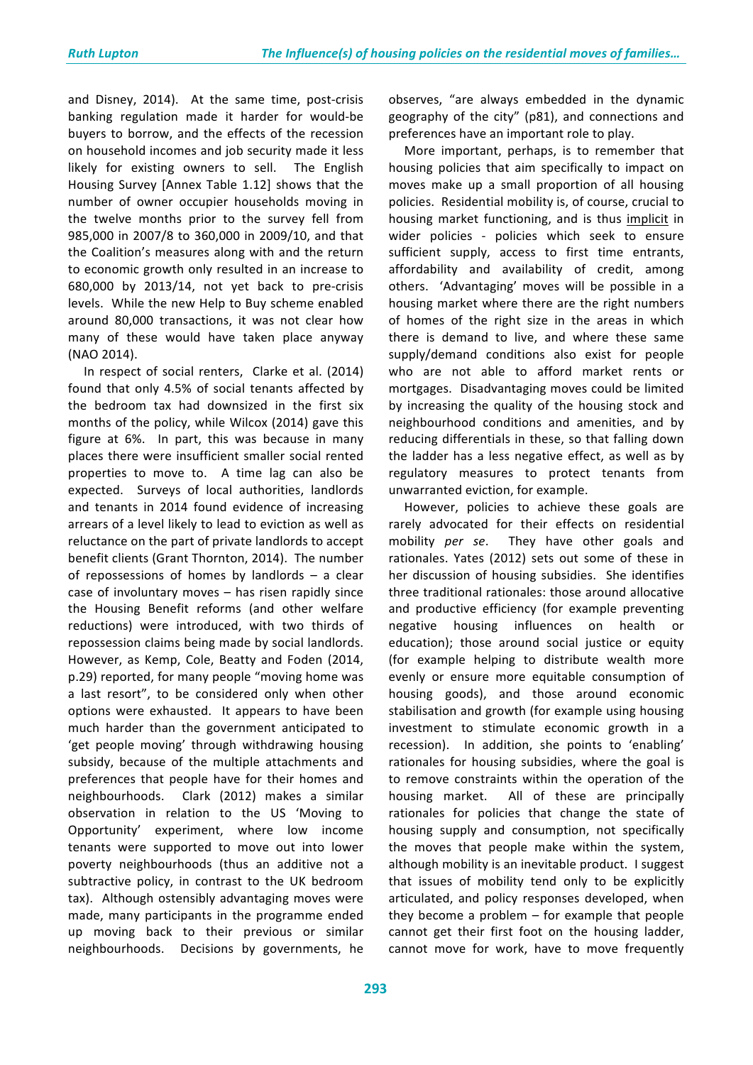and Disney, 2014). At the same time, post-crisis banking regulation made it harder for would-be buyers to borrow, and the effects of the recession on household incomes and job security made it less likely for existing owners to sell. The English Housing Survey [Annex Table 1.12] shows that the number of owner occupier households moving in the twelve months prior to the survey fell from 985,000 in 2007/8 to 360,000 in 2009/10, and that the Coalition's measures along with and the return to economic growth only resulted in an increase to 680,000 by 2013/14, not yet back to pre-crisis levels. While the new Help to Buy scheme enabled around 80,000 transactions, it was not clear how many of these would have taken place anyway (NAO 2014).

In respect of social renters, Clarke et al. (2014) found that only 4.5% of social tenants affected by the bedroom tax had downsized in the first six months of the policy, while Wilcox (2014) gave this figure at 6%. In part, this was because in many places there were insufficient smaller social rented properties to move to. A time lag can also be expected. Surveys of local authorities, landlords and tenants in 2014 found evidence of increasing arrears of a level likely to lead to eviction as well as reluctance on the part of private landlords to accept benefit clients (Grant Thornton, 2014). The number of repossessions of homes by landlords – a clear case of involuntary moves – has risen rapidly since the Housing Benefit reforms (and other welfare reductions) were introduced, with two thirds of repossession claims being made by social landlords. However, as Kemp, Cole, Beatty and Foden (2014, p.29) reported, for many people "moving home was a last resort", to be considered only when other options were exhausted. It appears to have been much harder than the government anticipated to 'get people moving' through withdrawing housing subsidy, because of the multiple attachments and preferences that people have for their homes and neighbourhoods. Clark (2012) makes a similar observation in relation to the US 'Moving to Opportunity' experiment, where low income tenants were supported to move out into lower poverty neighbourhoods (thus an additive not a subtractive policy, in contrast to the UK bedroom tax). Although ostensibly advantaging moves were made, many participants in the programme ended up moving back to their previous or similar neighbourhoods. Decisions by governments, he observes, "are always embedded in the dynamic geography of the city" (p81), and connections and preferences have an important role to play.

More important, perhaps, is to remember that housing policies that aim specifically to impact on moves make up a small proportion of all housing policies. Residential mobility is, of course, crucial to housing market functioning, and is thus implicit in wider policies - policies which seek to ensure sufficient supply, access to first time entrants, affordability and availability of credit, among others. 'Advantaging' moves will be possible in a housing market where there are the right numbers of homes of the right size in the areas in which there is demand to live, and where these same supply/demand conditions also exist for people who are not able to afford market rents or mortgages. Disadvantaging moves could be limited by increasing the quality of the housing stock and neighbourhood conditions and amenities, and by reducing differentials in these, so that falling down the ladder has a less negative effect, as well as by regulatory measures to protect tenants from unwarranted eviction, for example.

However, policies to achieve these goals are rarely advocated for their effects on residential mobility *per se*. They have other goals and rationales. Yates (2012) sets out some of these in her discussion of housing subsidies. She identifies three traditional rationales: those around allocative and productive efficiency (for example preventing negative housing influences on health or education); those around social justice or equity (for example helping to distribute wealth more evenly or ensure more equitable consumption of housing goods), and those around economic stabilisation and growth (for example using housing investment to stimulate economic growth in a recession). In addition, she points to 'enabling' rationales for housing subsidies, where the goal is to remove constraints within the operation of the housing market. All of these are principally rationales for policies that change the state of housing supply and consumption, not specifically the moves that people make within the system, although mobility is an inevitable product. I suggest that issues of mobility tend only to be explicitly articulated, and policy responses developed, when they become a problem – for example that people cannot get their first foot on the housing ladder, cannot move for work, have to move frequently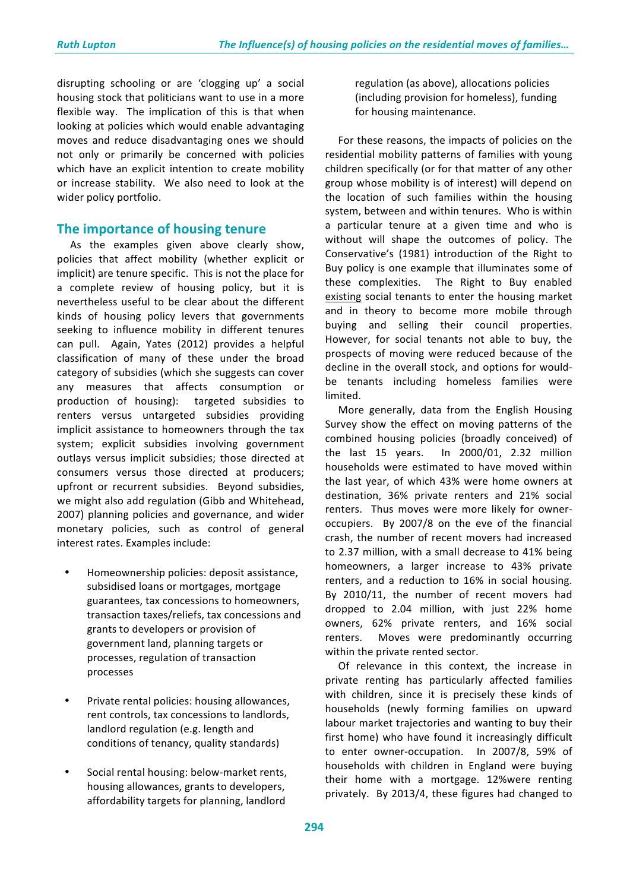disrupting schooling or are 'clogging up' a social housing stock that politicians want to use in a more flexible way. The implication of this is that when looking at policies which would enable advantaging moves and reduce disadvantaging ones we should not only or primarily be concerned with policies which have an explicit intention to create mobility or increase stability. We also need to look at the wider policy portfolio.

## The importance of housing tenure

As the examples given above clearly show, policies that affect mobility (whether explicit or implicit) are tenure specific. This is not the place for a complete review of housing policy, but it is nevertheless useful to be clear about the different kinds of housing policy levers that governments seeking to influence mobility in different tenures can pull. Again, Yates (2012) provides a helpful classification of many of these under the broad category of subsidies (which she suggests can cover any measures that affects consumption or production of housing): targeted subsidies to renters versus untargeted subsidies providing implicit assistance to homeowners through the tax system; explicit subsidies involving government outlays versus implicit subsidies; those directed at consumers versus those directed at producers; upfront or recurrent subsidies. Beyond subsidies, we might also add regulation (Gibb and Whitehead, 2007) planning policies and governance, and wider monetary policies, such as control of general interest rates. Examples include:

- Homeownership policies: deposit assistance, subsidised loans or mortgages, mortgage guarantees, tax concessions to homeowners, transaction taxes/reliefs, tax concessions and grants to developers or provision of government land, planning targets or processes, regulation of transaction processes

- Private rental policies: housing allowances, rent controls, tax concessions to landlords, landlord regulation (e.g. length and conditions of tenancy, quality standards)

- Social rental housing: below-market rents, housing allowances, grants to developers, affordability targets for planning, landlord regulation (as above), allocations policies (including provision for homeless), funding for housing maintenance.

For these reasons, the impacts of policies on the residential mobility patterns of families with young children specifically (or for that matter of any other group whose mobility is of interest) will depend on the location of such families within the housing system, between and within tenures. Who is within a particular tenure at a given time and who is without will shape the outcomes of policy. The Conservative's (1981) introduction of the Right to Buy policy is one example that illuminates some of these complexities. The Right to Buy enabled existing social tenants to enter the housing market and in theory to become more mobile through buying and selling their council properties. However, for social tenants not able to buy, the prospects of moving were reduced because of the decline in the overall stock, and options for would-be tenants including homeless families were limited.

More generally, data from the English Housing Survey show the effect on moving patterns of the combined housing policies (broadly conceived) of the last 15 years. In 2000/01, 2.32 million households were estimated to have moved within the last year, of which 43% were home owners at destination, 36% private renters and 21% social renters. Thus moves were more likely for owner-occupiers. By 2007/8 on the eve of the financial crash, the number of recent movers had increased to 2.37 million, with a small decrease to 41% being homeowners, a larger increase to 43% private renters, and a reduction to 16% in social housing. By 2010/11, the number of recent movers had dropped to 2.04 million, with just 22% home owners, 62% private renters, and 16% social renters. Moves were predominantly occurring within the private rented sector.

Of relevance in this context, the increase in private renting has particularly affected families with children, since it is precisely these kinds of households (newly forming families on upward labour market trajectories and wanting to buy their first home) who have found it increasingly difficult to enter owner-occupation. In 2007/8, 59% of households with children in England were buying their home with a mortgage. 12%were renting privately. By 2013/4, these figures had changed to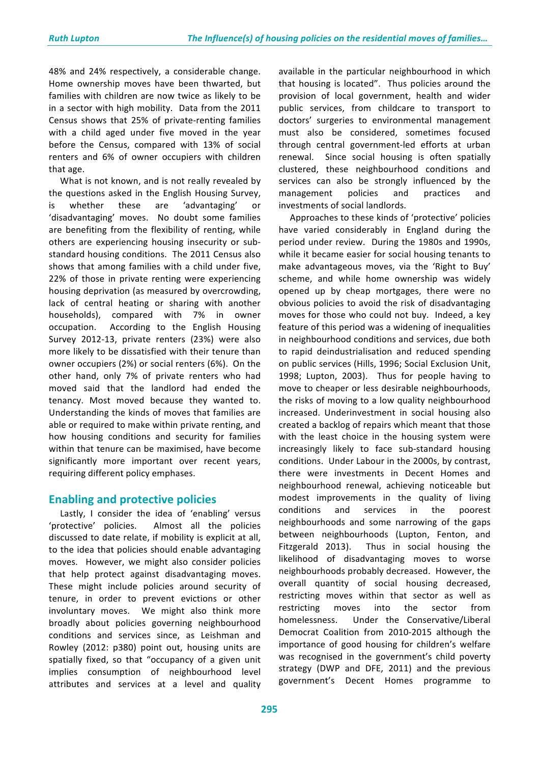48% and 24% respectively, a considerable change. Home ownership moves have been thwarted, but families with children are now twice as likely to be in a sector with high mobility. Data from the 2011 Census shows that 25% of private-renting families with a child aged under five moved in the year before the Census, compared with 13% of social renters and 6% of owner occupiers with children that age.

What is not known, and is not really revealed by the questions asked in the English Housing Survey, is whether these are 'advantaging' or 'disadvantaging' moves. No doubt some families are benefiting from the flexibility of renting, while others are experiencing housing insecurity or sub-standard housing conditions. The 2011 Census also shows that among families with a child under five, 22% of those in private renting were experiencing housing deprivation (as measured by overcrowding, lack of central heating or sharing with another households), compared with 7% in owner occupation. According to the English Housing Survey 2012-13, private renters (23%) were also more likely to be dissatisfied with their tenure than owner occupiers (2%) or social renters (6%). On the other hand, only 7% of private renters who had moved said that the landlord had ended the tenancy. Most moved because they wanted to. Understanding the kinds of moves that families are able or required to make within private renting, and how housing conditions and security for families within that tenure can be maximised, have become significantly more important over recent years, requiring different policy emphases.

## Enabling and protective policies

Lastly, I consider the idea of 'enabling' versus 'protective' policies. Almost all the policies discussed to date relate, if mobility is explicit at all, to the idea that policies should enable advantaging moves. However, we might also consider policies that help protect against disadvantaging moves. These might include policies around security of tenure, in order to prevent evictions or other involuntary moves. We might also think more broadly about policies governing neighbourhood conditions and services since, as Leishman and Rowley (2012: p380) point out, housing units are spatially fixed, so that "occupancy of a given unit implies consumption of neighbourhood level attributes and services at a level and quality available in the particular neighbourhood in which that housing is located". Thus policies around the provision of local government, health and wider public services, from childcare to transport to doctors' surgeries to environmental management must also be considered, sometimes focused through central government-led efforts at urban renewal. Since social housing is often spatially clustered, these neighbourhood conditions and services can also be strongly influenced by the management policies and practices and investments of social landlords.

Approaches to these kinds of 'protective' policies have varied considerably in England during the period under review. During the 1980s and 1990s, while it became easier for social housing tenants to make advantageous moves, via the 'Right to Buy' scheme, and while home ownership was widely opened up by cheap mortgages, there were no obvious policies to avoid the risk of disadvantaging moves for those who could not buy. Indeed, a key feature of this period was a widening of inequalities in neighbourhood conditions and services, due both to rapid deindustrialisation and reduced spending on public services (Hills, 1996; Social Exclusion Unit, 1998; Lupton, 2003). Thus for people having to move to cheaper or less desirable neighbourhoods, the risks of moving to a low quality neighbourhood increased. Underinvestment in social housing also created a backlog of repairs which meant that those with the least choice in the housing system were increasingly likely to face sub-standard housing conditions. Under Labour in the 2000s, by contrast, there were investments in Decent Homes and neighbourhood renewal, achieving noticeable but modest improvements in the quality of living conditions and services in the poorest neighbourhoods and some narrowing of the gaps between neighbourhoods (Lupton, Fenton, and Fitzgerald 2013). Thus in social housing the likelihood of disadvantaging moves to worse neighbourhoods probably decreased. However, the overall quantity of social housing decreased, restricting moves within that sector as well as restricting moves into the sector from homelessness. Under the Conservative/Liberal Democrat Coalition from 2010-2015 although the importance of good housing for children's welfare was recognised in the government's child poverty strategy (DWP and DFE, 2011) and the previous government's Decent Homes programme to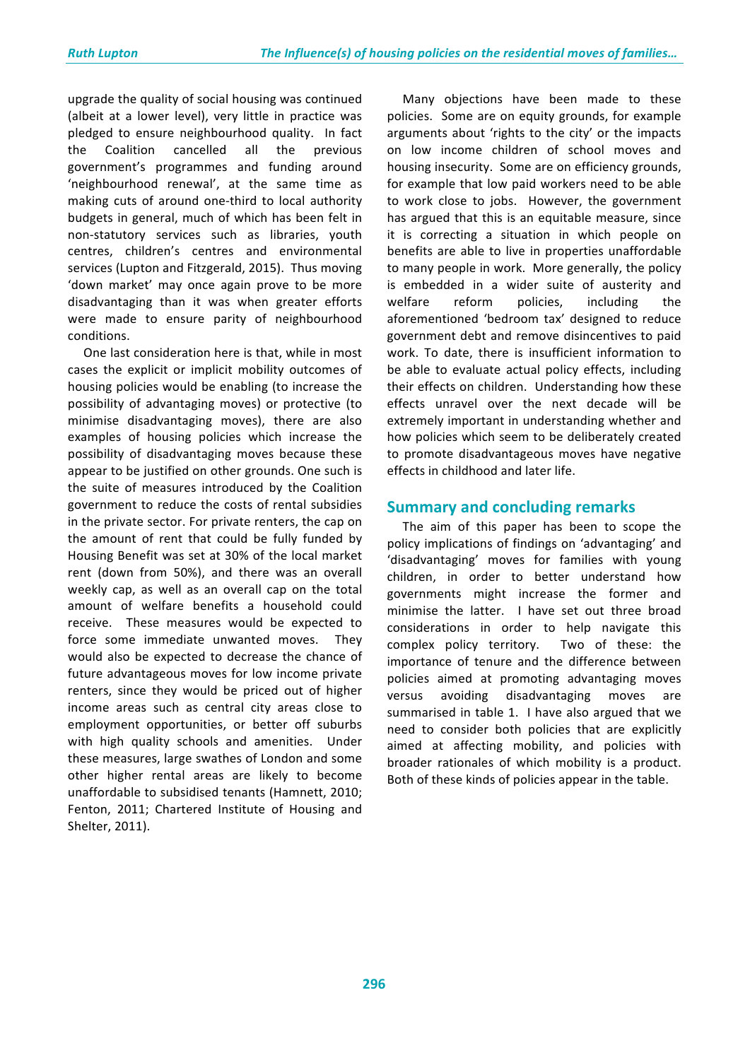upgrade the quality of social housing was continued (albeit at a lower level), very little in practice was pledged to ensure neighbourhood quality. In fact the Coalition cancelled all the previous government's programmes and funding around 'neighbourhood renewal', at the same time as making cuts of around one-third to local authority budgets in general, much of which has been felt in non-statutory services such as libraries, youth centres, children's centres and environmental services (Lupton and Fitzgerald, 2015). Thus moving 'down market' may once again prove to be more disadvantaging than it was when greater efforts were made to ensure parity of neighbourhood conditions.

One last consideration here is that, while in most cases the explicit or implicit mobility outcomes of housing policies would be enabling (to increase the possibility of advantaging moves) or protective (to minimise disadvantaging moves), there are also examples of housing policies which increase the possibility of disadvantaging moves because these appear to be justified on other grounds. One such is the suite of measures introduced by the Coalition government to reduce the costs of rental subsidies in the private sector. For private renters, the cap on the amount of rent that could be fully funded by Housing Benefit was set at 30% of the local market rent (down from 50%), and there was an overall weekly cap, as well as an overall cap on the total amount of welfare benefits a household could receive. These measures would be expected to force some immediate unwanted moves. They would also be expected to decrease the chance of future advantageous moves for low income private renters, since they would be priced out of higher income areas such as central city areas close to employment opportunities, or better off suburbs with high quality schools and amenities. Under these measures, large swathes of London and some other higher rental areas are likely to become unaffordable to subsidised tenants (Hamnett, 2010; Fenton, 2011; Chartered Institute of Housing and Shelter, 2011).

Many objections have been made to these policies. Some are on equity grounds, for example arguments about 'rights to the city' or the impacts on low income children of school moves and housing insecurity. Some are on efficiency grounds, for example that low paid workers need to be able to work close to jobs. However, the government has argued that this is an equitable measure, since it is correcting a situation in which people on benefits are able to live in properties unaffordable to many people in work. More generally, the policy is embedded in a wider suite of austerity and welfare reform policies, including the aforementioned 'bedroom tax' designed to reduce government debt and remove disincentives to paid work. To date, there is insufficient information to be able to evaluate actual policy effects, including their effects on children. Understanding how these effects unravel over the next decade will be extremely important in understanding whether and how policies which seem to be deliberately created to promote disadvantageous moves have negative effects in childhood and later life.

## Summary and concluding remarks

The aim of this paper has been to scope the policy implications of findings on 'advantaging' and 'disadvantaging' moves for families with young children, in order to better understand how governments might increase the former and minimise the latter. I have set out three broad considerations in order to help navigate this complex policy territory. Two of these: the importance of tenure and the difference between policies aimed at promoting advantaging moves versus avoiding disadvantaging moves are summarised in table 1. I have also argued that we need to consider both policies that are explicitly aimed at affecting mobility, and policies with broader rationales of which mobility is a product. Both of these kinds of policies appear in the table.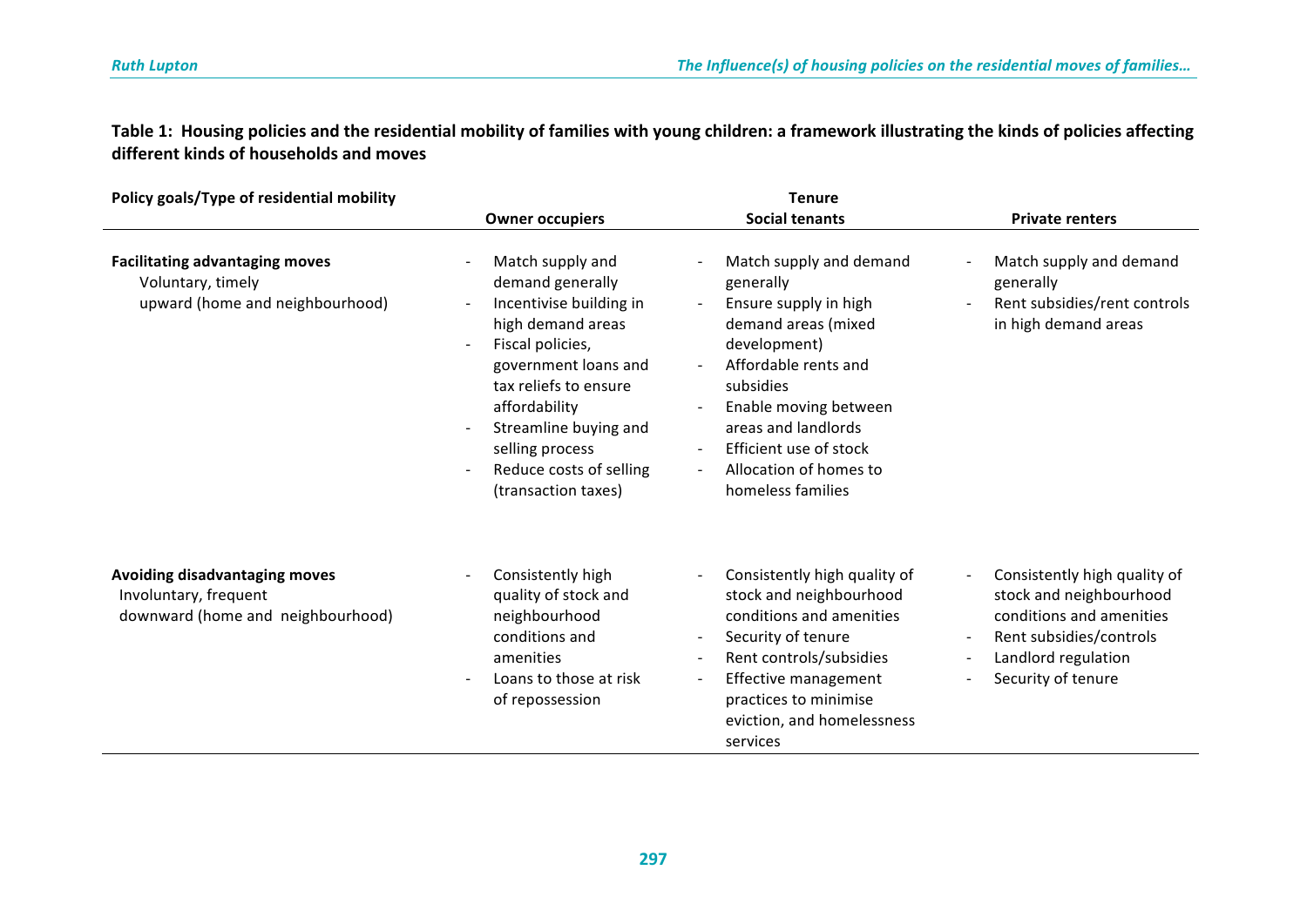**Table 1: Housing policies and the residential mobility of families with young children: a framework illustrating the kinds of policies affecting different kinds of households and moves**

| Policy goals/Type of residential mobility | Tenure | | |
|---|---|---|---|
| | **Owner occupiers** | **Social tenants** | **Private renters** |
| **Facilitating advantaging moves**<br>Voluntary, timely<br>upward (home and neighbourhood) | - Match supply and demand generally<br>- Incentivise building in high demand areas<br>- Fiscal policies, government loans and tax reliefs to ensure affordability<br>- Streamline buying and selling process<br>- Reduce costs of selling (transaction taxes) | - Match supply and demand generally<br>- Ensure supply in high demand areas (mixed development)<br>- Affordable rents and subsidies<br>- Enable moving between areas and landlords<br>- Efficient use of stock<br>- Allocation of homes to homeless families | - Match supply and demand generally<br>- Rent subsidies/rent controls in high demand areas |
| **Avoiding disadvantaging moves**<br>Involuntary, frequent<br>downward (home and neighbourhood) | - Consistently high quality of stock and neighbourhood conditions and amenities<br>- Loans to those at risk of repossession | - Consistently high quality of stock and neighbourhood conditions and amenities<br>- Security of tenure<br>- Rent controls/subsidies<br>- Effective management practices to minimise eviction, and homelessness services | - Consistently high quality of stock and neighbourhood conditions and amenities<br>- Rent subsidies/controls<br>- Landlord regulation<br>- Security of tenure |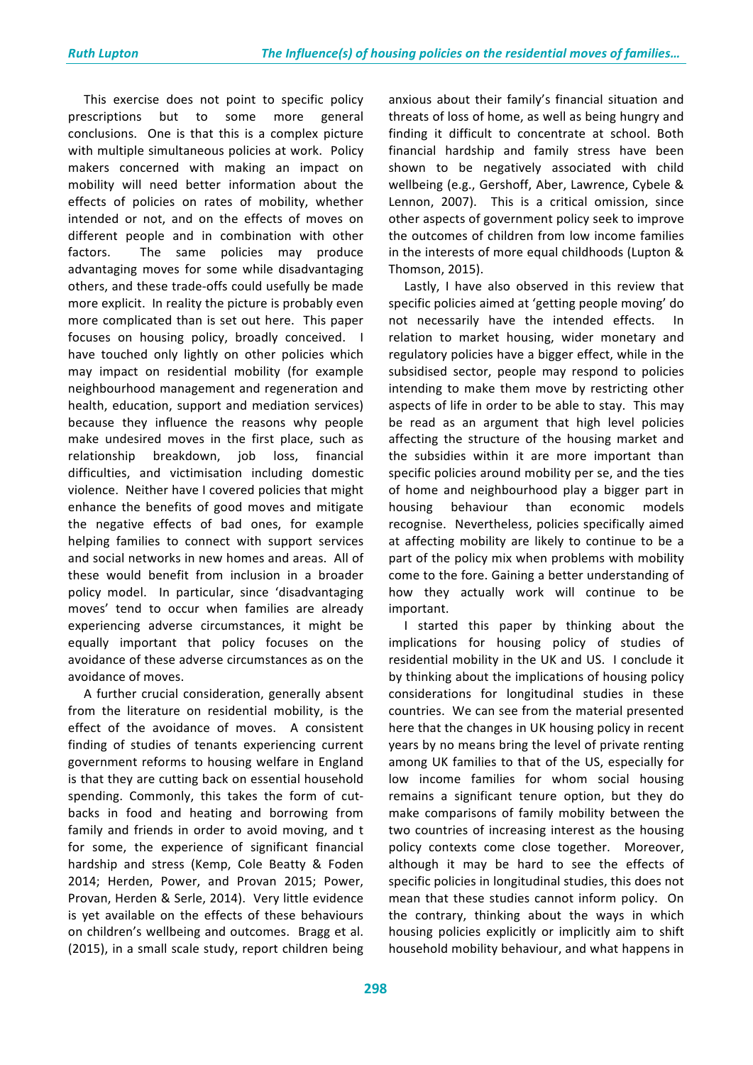This exercise does not point to specific policy prescriptions but to some more general conclusions. One is that this is a complex picture with multiple simultaneous policies at work. Policy makers concerned with making an impact on mobility will need better information about the effects of policies on rates of mobility, whether intended or not, and on the effects of moves on different people and in combination with other factors. The same policies may produce advantaging moves for some while disadvantaging others, and these trade-offs could usefully be made more explicit. In reality the picture is probably even more complicated than is set out here. This paper focuses on housing policy, broadly conceived. I have touched only lightly on other policies which may impact on residential mobility (for example neighbourhood management and regeneration and health, education, support and mediation services) because they influence the reasons why people make undesired moves in the first place, such as relationship breakdown, job loss, financial difficulties, and victimisation including domestic violence. Neither have I covered policies that might enhance the benefits of good moves and mitigate the negative effects of bad ones, for example helping families to connect with support services and social networks in new homes and areas. All of these would benefit from inclusion in a broader policy model. In particular, since 'disadvantaging moves' tend to occur when families are already experiencing adverse circumstances, it might be equally important that policy focuses on the avoidance of these adverse circumstances as on the avoidance of moves.

A further crucial consideration, generally absent from the literature on residential mobility, is the effect of the avoidance of moves. A consistent finding of studies of tenants experiencing current government reforms to housing welfare in England is that they are cutting back on essential household spending. Commonly, this takes the form of cut-backs in food and heating and borrowing from family and friends in order to avoid moving, and t for some, the experience of significant financial hardship and stress (Kemp, Cole Beatty & Foden 2014; Herden, Power, and Provan 2015; Power, Provan, Herden & Serle, 2014). Very little evidence is yet available on the effects of these behaviours on children's wellbeing and outcomes. Bragg et al. (2015), in a small scale study, report children being anxious about their family's financial situation and threats of loss of home, as well as being hungry and finding it difficult to concentrate at school. Both financial hardship and family stress have been shown to be negatively associated with child wellbeing (e.g., Gershoff, Aber, Lawrence, Cybele & Lennon, 2007). This is a critical omission, since other aspects of government policy seek to improve the outcomes of children from low income families in the interests of more equal childhoods (Lupton & Thomson, 2015).

Lastly, I have also observed in this review that specific policies aimed at 'getting people moving' do not necessarily have the intended effects. In relation to market housing, wider monetary and regulatory policies have a bigger effect, while in the subsidised sector, people may respond to policies intending to make them move by restricting other aspects of life in order to be able to stay. This may be read as an argument that high level policies affecting the structure of the housing market and the subsidies within it are more important than specific policies around mobility per se, and the ties of home and neighbourhood play a bigger part in housing behaviour than economic models recognise. Nevertheless, policies specifically aimed at affecting mobility are likely to continue to be a part of the policy mix when problems with mobility come to the fore. Gaining a better understanding of how they actually work will continue to be important.

I started this paper by thinking about the implications for housing policy of studies of residential mobility in the UK and US. I conclude it by thinking about the implications of housing policy considerations for longitudinal studies in these countries. We can see from the material presented here that the changes in UK housing policy in recent years by no means bring the level of private renting among UK families to that of the US, especially for low income families for whom social housing remains a significant tenure option, but they do make comparisons of family mobility between the two countries of increasing interest as the housing policy contexts come close together. Moreover, although it may be hard to see the effects of specific policies in longitudinal studies, this does not mean that these studies cannot inform policy. On the contrary, thinking about the ways in which housing policies explicitly or implicitly aim to shift household mobility behaviour, and what happens in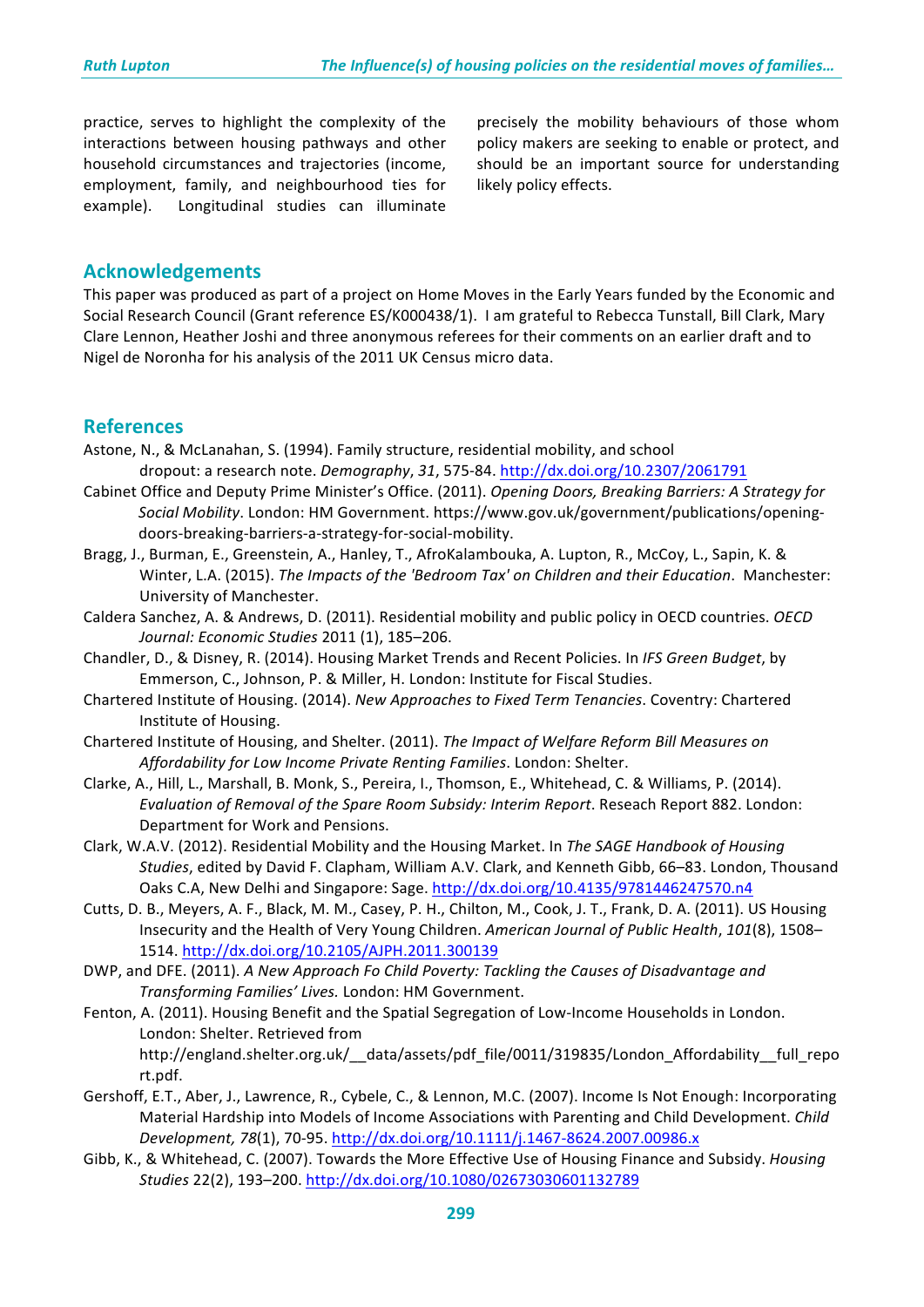practice, serves to highlight the complexity of the interactions between housing pathways and other household circumstances and trajectories (income, employment, family, and neighbourhood ties for example). Longitudinal studies can illuminate precisely the mobility behaviours of those whom policy makers are seeking to enable or protect, and should be an important source for understanding likely policy effects.

## Acknowledgements

This paper was produced as part of a project on Home Moves in the Early Years funded by the Economic and Social Research Council (Grant reference ES/K000438/1). I am grateful to Rebecca Tunstall, Bill Clark, Mary Clare Lennon, Heather Joshi and three anonymous referees for their comments on an earlier draft and to Nigel de Noronha for his analysis of the 2011 UK Census micro data.

## References

Astone, N., & McLanahan, S. (1994). Family structure, residential mobility, and school dropout: a research note. *Demography*, *31*, 575-84. http://dx.doi.org/10.2307/2061791

Cabinet Office and Deputy Prime Minister's Office. (2011). *Opening Doors, Breaking Barriers: A Strategy for Social Mobility*. London: HM Government. https://www.gov.uk/government/publications/opening-doors-breaking-barriers-a-strategy-for-social-mobility.

Bragg, J., Burman, E., Greenstein, A., Hanley, T., AfroKalambouka, A. Lupton, R., McCoy, L., Sapin, K. & Winter, L.A. (2015). *The Impacts of the 'Bedroom Tax' on Children and their Education*. Manchester: University of Manchester.

Caldera Sanchez, A. & Andrews, D. (2011). Residential mobility and public policy in OECD countries. *OECD Journal: Economic Studies* 2011 (1), 185–206.

Chandler, D., & Disney, R. (2014). Housing Market Trends and Recent Policies. In *IFS Green Budget*, by Emmerson, C., Johnson, P. & Miller, H. London: Institute for Fiscal Studies.

Chartered Institute of Housing. (2014). *New Approaches to Fixed Term Tenancies*. Coventry: Chartered Institute of Housing.

Chartered Institute of Housing, and Shelter. (2011). *The Impact of Welfare Reform Bill Measures on Affordability for Low Income Private Renting Families*. London: Shelter.

Clarke, A., Hill, L., Marshall, B. Monk, S., Pereira, I., Thomson, E., Whitehead, C. & Williams, P. (2014). *Evaluation of Removal of the Spare Room Subsidy: Interim Report*. Reseach Report 882. London: Department for Work and Pensions.

Clark, W.A.V. (2012). Residential Mobility and the Housing Market. In *The SAGE Handbook of Housing Studies*, edited by David F. Clapham, William A.V. Clark, and Kenneth Gibb, 66–83. London, Thousand Oaks C.A, New Delhi and Singapore: Sage. http://dx.doi.org/10.4135/9781446247570.n4

Cutts, D. B., Meyers, A. F., Black, M. M., Casey, P. H., Chilton, M., Cook, J. T., Frank, D. A. (2011). US Housing Insecurity and the Health of Very Young Children. *American Journal of Public Health*, *101*(8), 1508–1514. http://dx.doi.org/10.2105/AJPH.2011.300139

DWP, and DFE. (2011). *A New Approach Fo Child Poverty: Tackling the Causes of Disadvantage and Transforming Families' Lives.* London: HM Government.

Fenton, A. (2011). Housing Benefit and the Spatial Segregation of Low-Income Households in London. London: Shelter. Retrieved from http://england.shelter.org.uk/__data/assets/pdf_file/0011/319835/London_Affordability__full_report.pdf.

Gershoff, E.T., Aber, J., Lawrence, R., Cybele, C., & Lennon, M.C. (2007). Income Is Not Enough: Incorporating Material Hardship into Models of Income Associations with Parenting and Child Development. *Child Development, 78*(1), 70-95. http://dx.doi.org/10.1111/j.1467-8624.2007.00986.x

Gibb, K., & Whitehead, C. (2007). Towards the More Effective Use of Housing Finance and Subsidy. *Housing Studies* 22(2), 193–200. http://dx.doi.org/10.1080/02673030601132789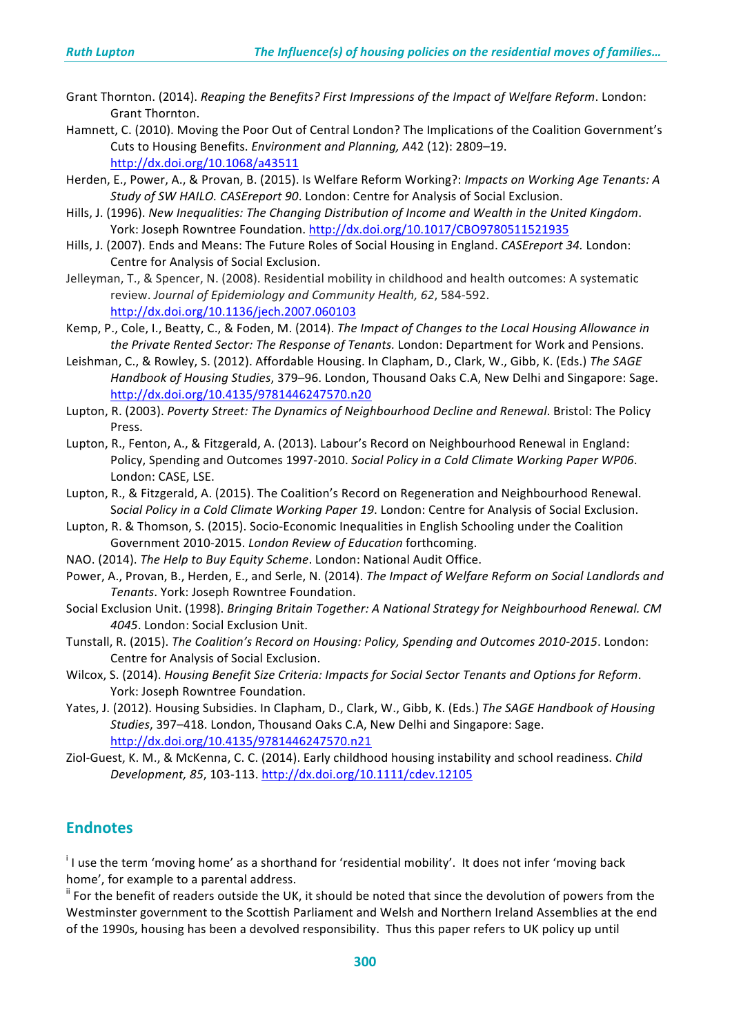Grant Thornton. (2014). *Reaping the Benefits? First Impressions of the Impact of Welfare Reform*. London: Grant Thornton.

Hamnett, C. (2010). Moving the Poor Out of Central London? The Implications of the Coalition Government's Cuts to Housing Benefits. *Environment and Planning, A*42 (12): 2809–19. http://dx.doi.org/10.1068/a43511

Herden, E., Power, A., & Provan, B. (2015). Is Welfare Reform Working?: *Impacts on Working Age Tenants: A Study of SW HAILO. CASEreport 90*. London: Centre for Analysis of Social Exclusion.

Hills, J. (1996). *New Inequalities: The Changing Distribution of Income and Wealth in the United Kingdom*. York: Joseph Rowntree Foundation. http://dx.doi.org/10.1017/CBO9780511521935

Hills, J. (2007). Ends and Means: The Future Roles of Social Housing in England. *CASEreport 34.* London: Centre for Analysis of Social Exclusion.

Jelleyman, T., & Spencer, N. (2008). Residential mobility in childhood and health outcomes: A systematic review. *Journal of Epidemiology and Community Health, 62*, 584-592. http://dx.doi.org/10.1136/jech.2007.060103

Kemp, P., Cole, I., Beatty, C., & Foden, M. (2014). *The Impact of Changes to the Local Housing Allowance in the Private Rented Sector: The Response of Tenants.* London: Department for Work and Pensions.

Leishman, C., & Rowley, S. (2012). Affordable Housing. In Clapham, D., Clark, W., Gibb, K. (Eds.) *The SAGE Handbook of Housing Studies*, 379–96. London, Thousand Oaks C.A, New Delhi and Singapore: Sage. http://dx.doi.org/10.4135/9781446247570.n20

Lupton, R. (2003). *Poverty Street: The Dynamics of Neighbourhood Decline and Renewal*. Bristol: The Policy Press.

Lupton, R., Fenton, A., & Fitzgerald, A. (2013). Labour's Record on Neighbourhood Renewal in England: Policy, Spending and Outcomes 1997-2010. *Social Policy in a Cold Climate Working Paper WP06*. London: CASE, LSE.

Lupton, R., & Fitzgerald, A. (2015). The Coalition's Record on Regeneration and Neighbourhood Renewal. *Social Policy in a Cold Climate Working Paper 19*. London: Centre for Analysis of Social Exclusion.

Lupton, R. & Thomson, S. (2015). Socio-Economic Inequalities in English Schooling under the Coalition Government 2010-2015. *London Review of Education* forthcoming.

NAO. (2014). *The Help to Buy Equity Scheme*. London: National Audit Office.

Power, A., Provan, B., Herden, E., and Serle, N. (2014). *The Impact of Welfare Reform on Social Landlords and Tenants*. York: Joseph Rowntree Foundation.

Social Exclusion Unit. (1998). *Bringing Britain Together: A National Strategy for Neighbourhood Renewal. CM 4045*. London: Social Exclusion Unit.

Tunstall, R. (2015). *The Coalition's Record on Housing: Policy, Spending and Outcomes 2010-2015*. London: Centre for Analysis of Social Exclusion.

Wilcox, S. (2014). *Housing Benefit Size Criteria: Impacts for Social Sector Tenants and Options for Reform*. York: Joseph Rowntree Foundation.

Yates, J. (2012). Housing Subsidies. In Clapham, D., Clark, W., Gibb, K. (Eds.) *The SAGE Handbook of Housing Studies*, 397–418. London, Thousand Oaks C.A, New Delhi and Singapore: Sage. http://dx.doi.org/10.4135/9781446247570.n21

Ziol-Guest, K. M., & McKenna, C. C. (2014). Early childhood housing instability and school readiness. *Child Development, 85*, 103-113. http://dx.doi.org/10.1111/cdev.12105

## Endnotes

[i] I use the term 'moving home' as a shorthand for 'residential mobility'. It does not infer 'moving back home', for example to a parental address.

[ii] For the benefit of readers outside the UK, it should be noted that since the devolution of powers from the Westminster government to the Scottish Parliament and Welsh and Northern Ireland Assemblies at the end of the 1990s, housing has been a devolved responsibility. Thus this paper refers to UK policy up until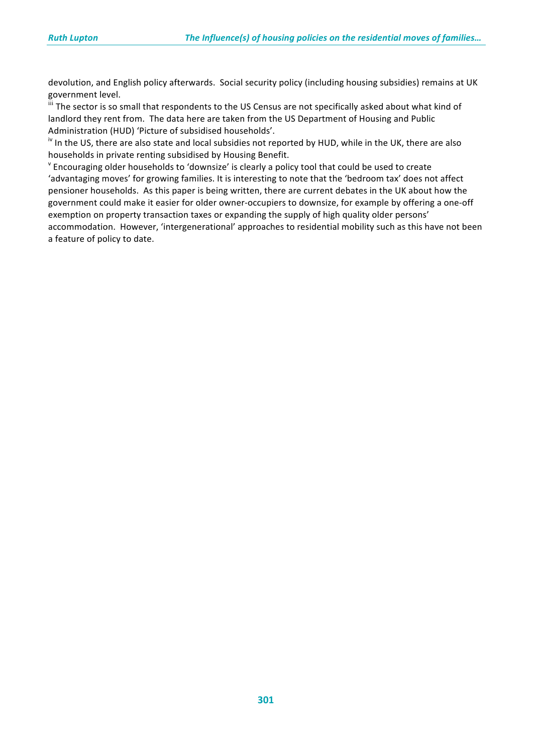devolution, and English policy afterwards. Social security policy (including housing subsidies) remains at UK government level.

[iii] The sector is so small that respondents to the US Census are not specifically asked about what kind of landlord they rent from. The data here are taken from the US Department of Housing and Public Administration (HUD) 'Picture of subsidised households'.

[iv] In the US, there are also state and local subsidies not reported by HUD, while in the UK, there are also households in private renting subsidised by Housing Benefit.

[v] Encouraging older households to 'downsize' is clearly a policy tool that could be used to create 'advantaging moves' for growing families. It is interesting to note that the 'bedroom tax' does not affect pensioner households. As this paper is being written, there are current debates in the UK about how the government could make it easier for older owner-occupiers to downsize, for example by offering a one-off exemption on property transaction taxes or expanding the supply of high quality older persons' accommodation. However, 'intergenerational' approaches to residential mobility such as this have not been a feature of policy to date.